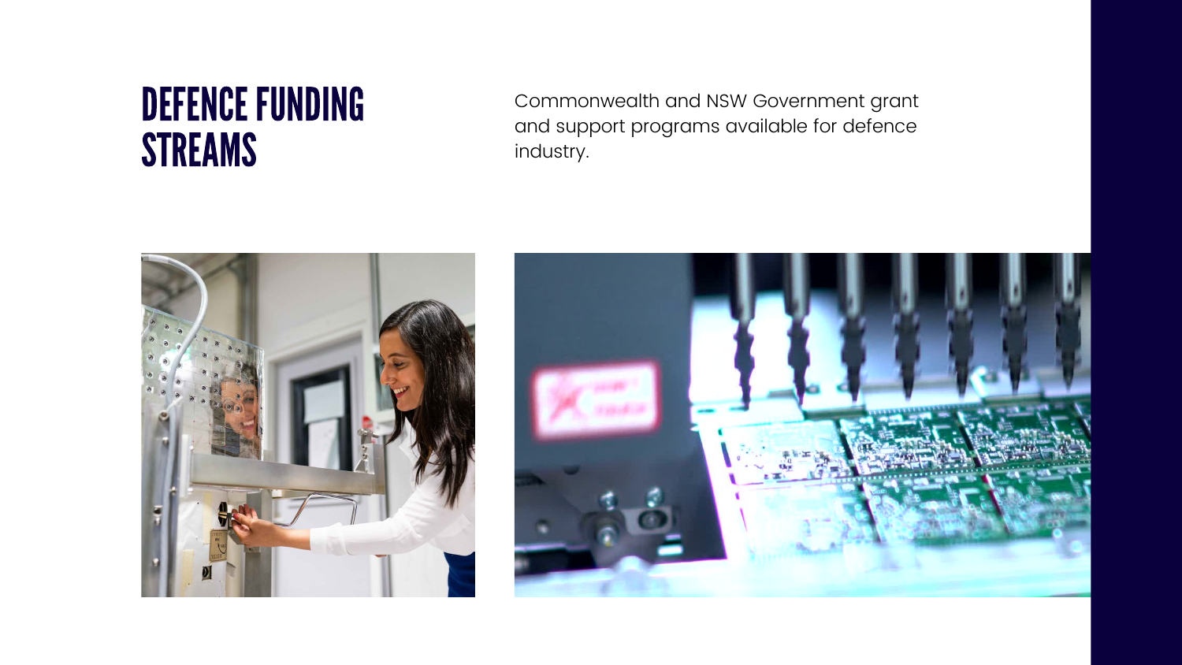# DEFENCE FUNDING STREAMS

Commonwealth and NSW Government grant and support programs available for defence industry.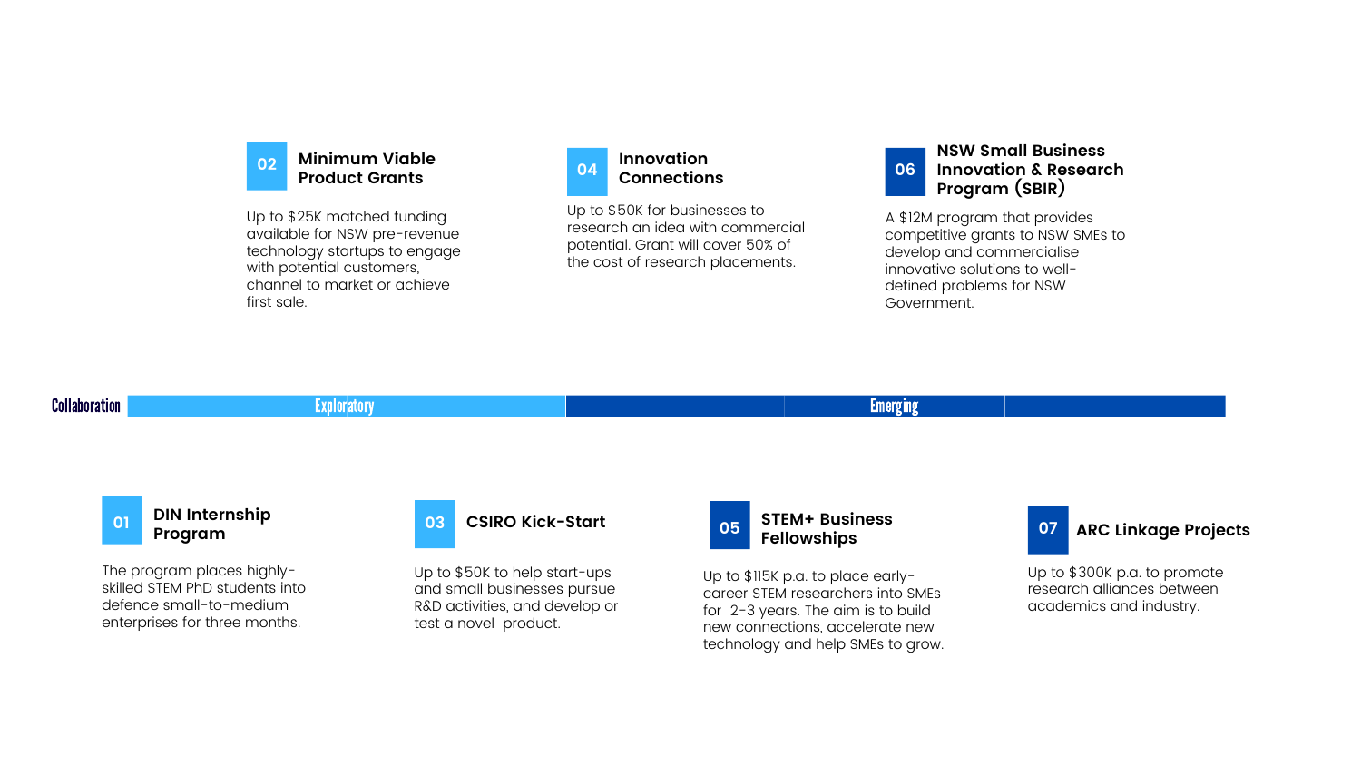Collaboration — Exploratory — Emerging

## 01 DIN Internship Program

The program places highly-skilled STEM PhD students into defence small-to-medium enterprises for three months.

## 02 Minimum Viable Product Grants

Up to $25K matched funding available for NSW pre-revenue technology startups to engage with potential customers, channel to market or achieve first sale.

## 03 CSIRO Kick-Start

Up to $50K to help start-ups and small businesses pursue R&D activities, and develop or test a novel product.

## 04 Innovation Connections

Up to $50K for businesses to research an idea with commercial potential. Grant will cover 50% of the cost of research placements.

## 05 STEM+ Business Fellowships

Up to $115K p.a. to place early-career STEM researchers into SMEs for 2-3 years. The aim is to build new connections, accelerate new technology and help SMEs to grow.

## 06 NSW Small Business Innovation & Research Program (SBIR)

A $12M program that provides competitive grants to NSW SMEs to develop and commercialise innovative solutions to well-defined problems for NSW Government.

## 07 ARC Linkage Projects

Up to $300K p.a. to promote research alliances between academics and industry.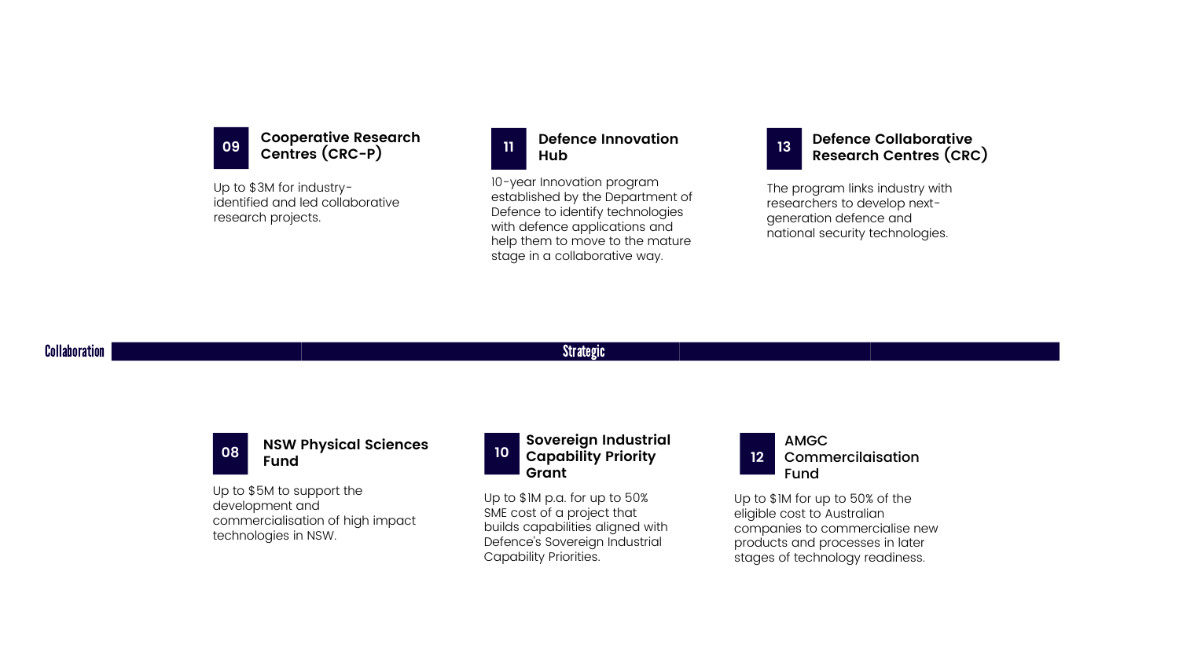Collaboration

Strategic

### 08 NSW Physical Sciences Fund

Up to $5M to support the development and commercialisation of high impact technologies in NSW.

### 09 Cooperative Research Centres (CRC-P)

Up to $3M for industry-identified and led collaborative research projects.

### 10 Sovereign Industrial Capability Priority Grant

Up to $1M p.a. for up to 50% SME cost of a project that builds capabilities aligned with Defence's Sovereign Industrial Capability Priorities.

### 11 Defence Innovation Hub

10-year Innovation program established by the Department of Defence to identify technologies with defence applications and help them to move to the mature stage in a collaborative way.

### 12 AMGC Commercilaisation Fund

Up to $1M for up to 50% of the eligible cost to Australian companies to commercialise new products and processes in later stages of technology readiness.

### 13 Defence Collaborative Research Centres (CRC)

The program links industry with researchers to develop next-generation defence and national security technologies.